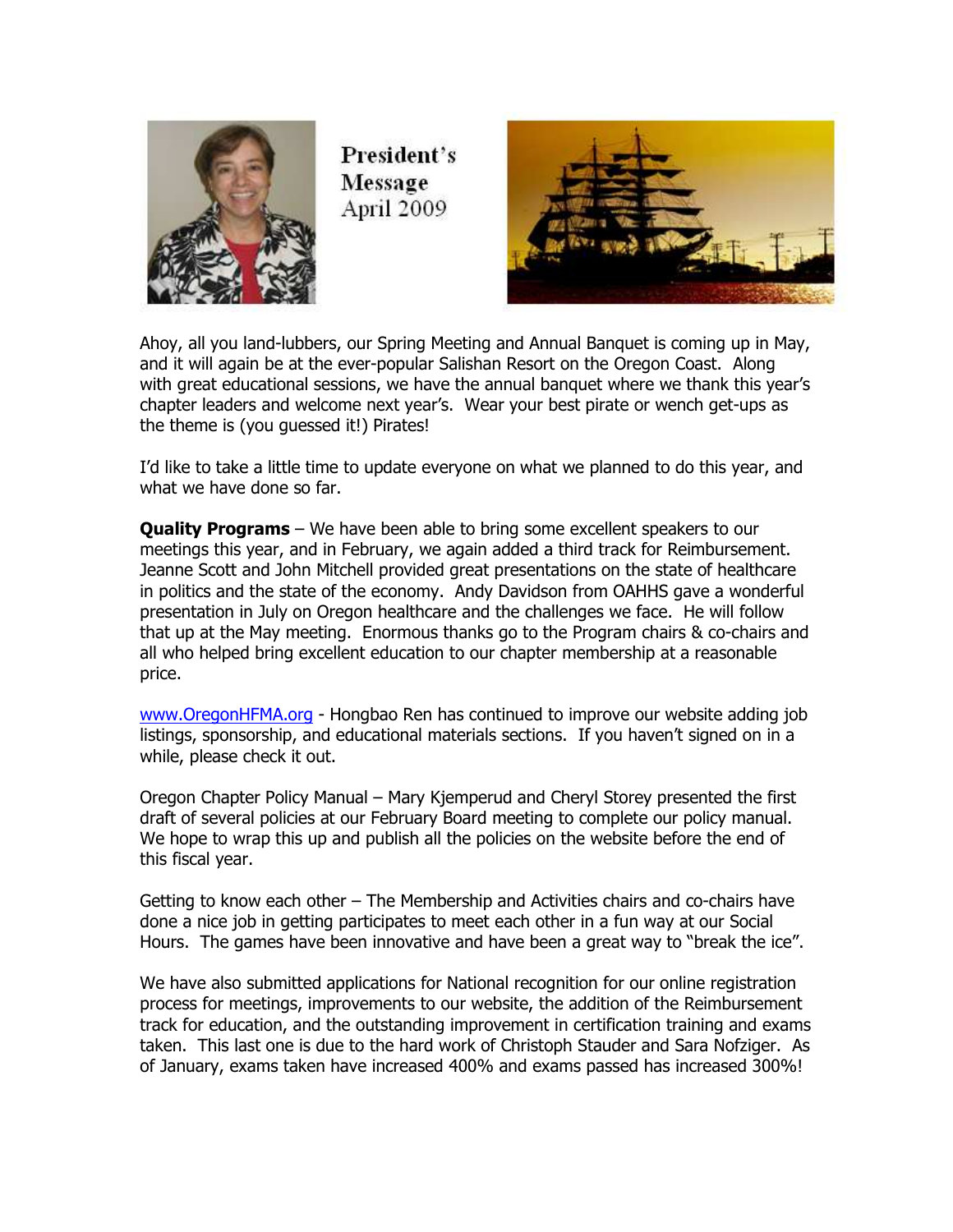# President's Message
April 2009

Ahoy, all you land-lubbers, our Spring Meeting and Annual Banquet is coming up in May, and it will again be at the ever-popular Salishan Resort on the Oregon Coast. Along with great educational sessions, we have the annual banquet where we thank this year's chapter leaders and welcome next year's. Wear your best pirate or wench get-ups as the theme is (you guessed it!) Pirates!

I'd like to take a little time to update everyone on what we planned to do this year, and what we have done so far.

**Quality Programs** – We have been able to bring some excellent speakers to our meetings this year, and in February, we again added a third track for Reimbursement. Jeanne Scott and John Mitchell provided great presentations on the state of healthcare in politics and the state of the economy. Andy Davidson from OAHHS gave a wonderful presentation in July on Oregon healthcare and the challenges we face. He will follow that up at the May meeting. Enormous thanks go to the Program chairs & co-chairs and all who helped bring excellent education to our chapter membership at a reasonable price.

www.OregonHFMA.org - Hongbao Ren has continued to improve our website adding job listings, sponsorship, and educational materials sections. If you haven't signed on in a while, please check it out.

Oregon Chapter Policy Manual – Mary Kjemperud and Cheryl Storey presented the first draft of several policies at our February Board meeting to complete our policy manual. We hope to wrap this up and publish all the policies on the website before the end of this fiscal year.

Getting to know each other – The Membership and Activities chairs and co-chairs have done a nice job in getting participates to meet each other in a fun way at our Social Hours. The games have been innovative and have been a great way to "break the ice".

We have also submitted applications for National recognition for our online registration process for meetings, improvements to our website, the addition of the Reimbursement track for education, and the outstanding improvement in certification training and exams taken. This last one is due to the hard work of Christoph Stauder and Sara Nofziger. As of January, exams taken have increased 400% and exams passed has increased 300%!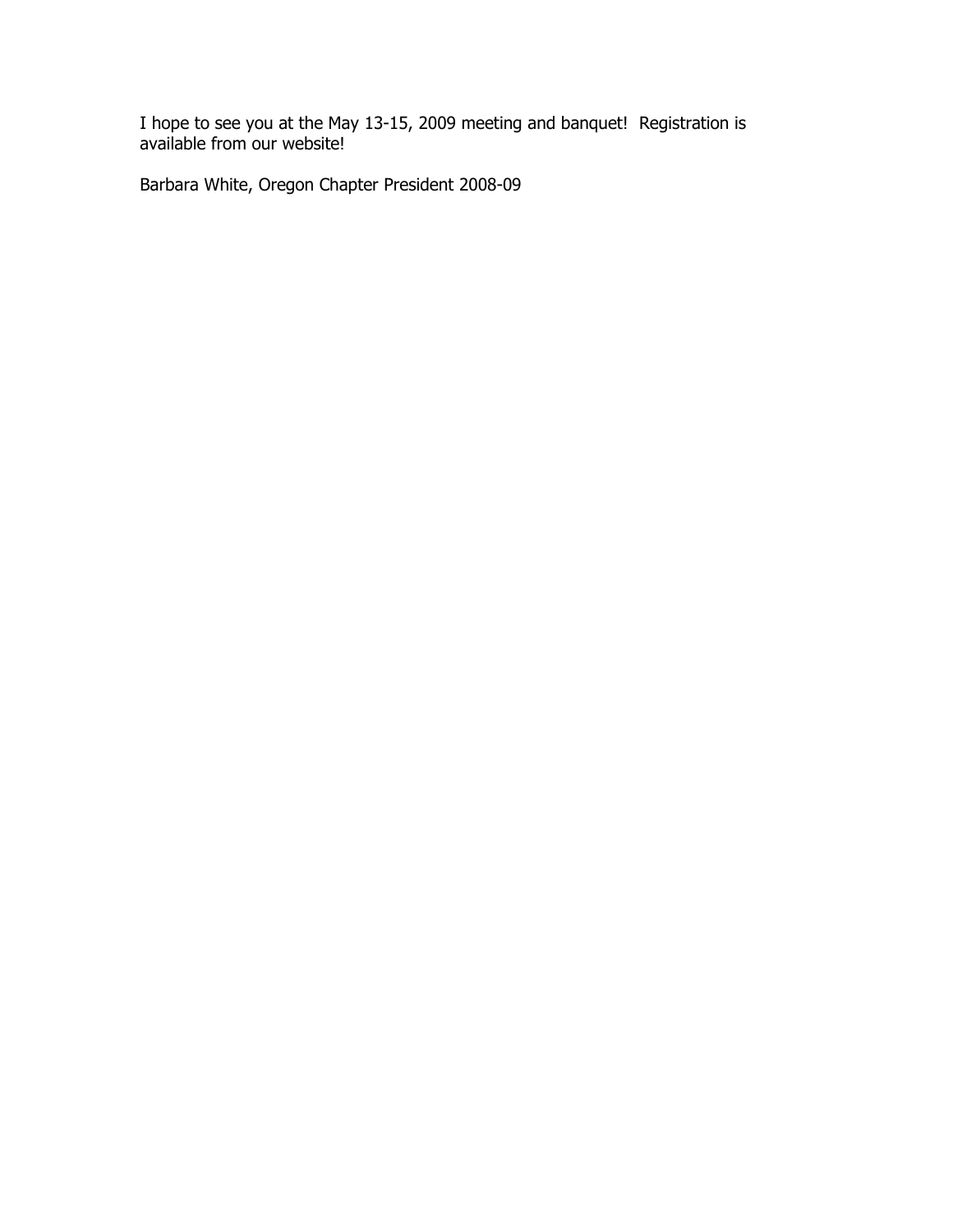I hope to see you at the May 13-15, 2009 meeting and banquet! Registration is available from our website!

Barbara White, Oregon Chapter President 2008-09